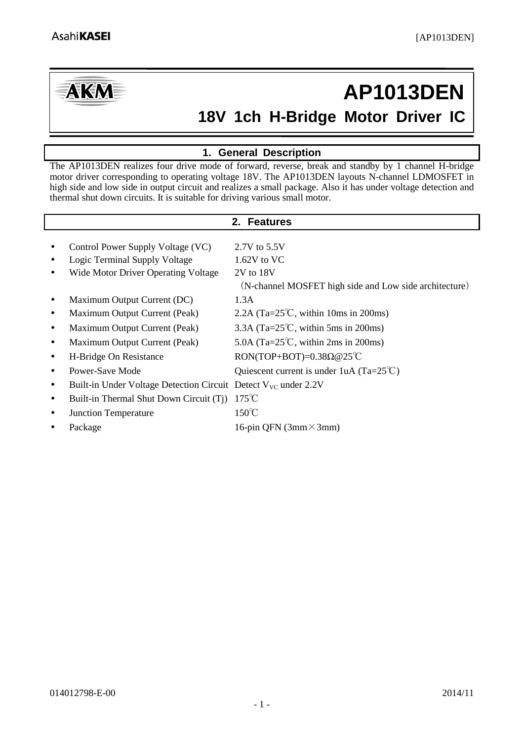# AP1013DEN

## 18V 1ch H-Bridge Motor Driver IC

## 1. General Description

The AP1013DEN realizes four drive mode of forward, reverse, break and standby by 1 channel H-bridge motor driver corresponding to operating voltage 18V. The AP1013DEN layouts N-channel LDMOSFET in high side and low side in output circuit and realizes a small package. Also it has under voltage detection and thermal shut down circuits. It is suitable for driving various small motor.

## 2. Features

- Control Power Supply Voltage (VC) 2.7V to 5.5V
- Logic Terminal Supply Voltage 1.62V to VC
- Wide Motor Driver Operating Voltage 2V to 18V
  (N-channel MOSFET high side and Low side architecture)
- Maximum Output Current (DC) 1.3A
- Maximum Output Current (Peak) 2.2A (Ta=25℃, within 10ms in 200ms)
- Maximum Output Current (Peak) 3.3A (Ta=25℃, within 5ms in 200ms)
- Maximum Output Current (Peak) 5.0A (Ta=25℃, within 2ms in 200ms)
- H-Bridge On Resistance RON(TOP+BOT)=0.38Ω@25℃
- Power-Save Mode Quiescent current is under 1uA (Ta=25℃)
- Built-in Under Voltage Detection Circuit Detect $V_{VC}$ under 2.2V
- Built-in Thermal Shut Down Circuit (Tj) 175℃
- Junction Temperature 150℃
- Package 16-pin QFN (3mm×3mm)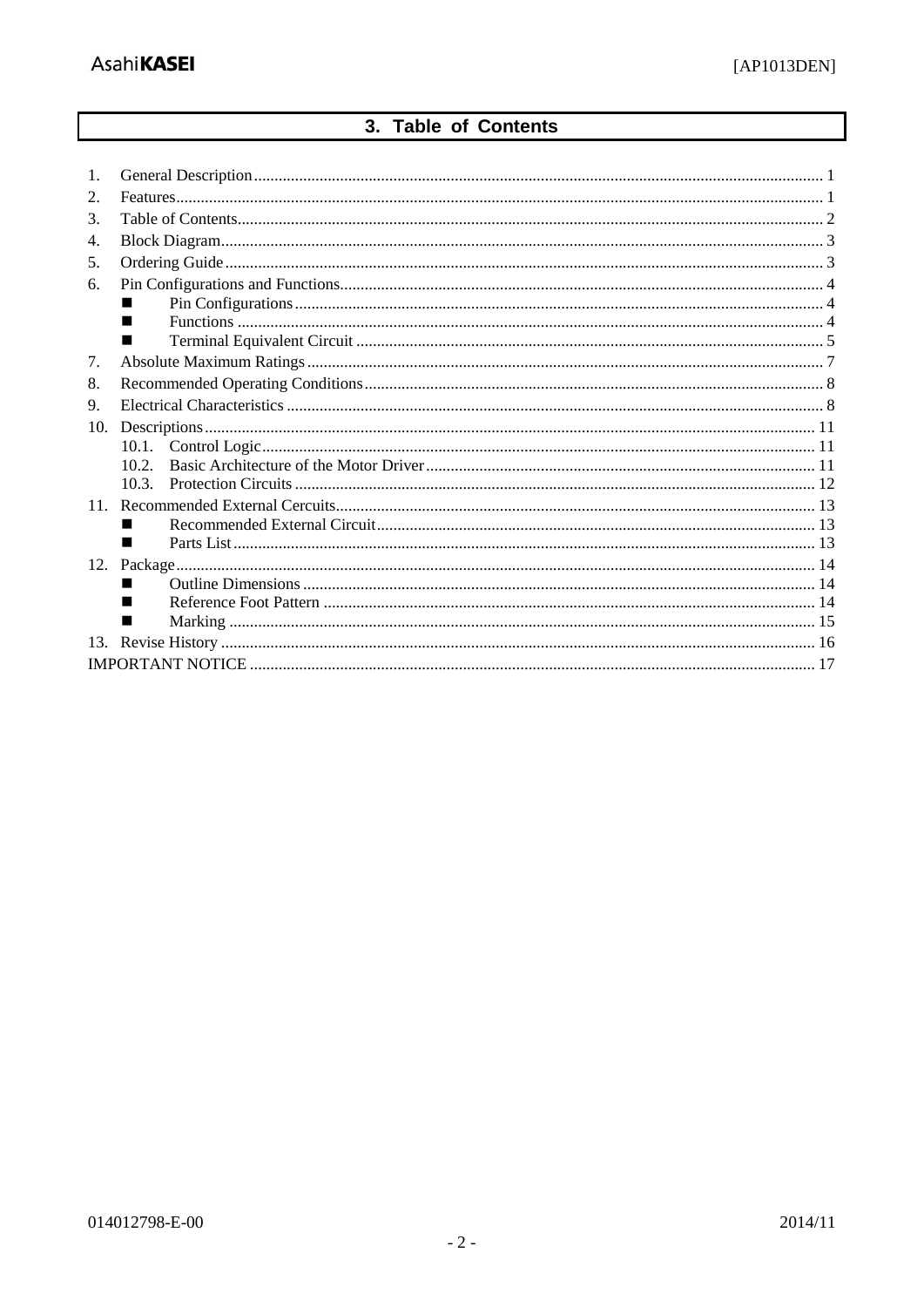## 3. Table of Contents

1. General Description ........ 1
2. Features ........ 1
3. Table of Contents ........ 2
4. Block Diagram ........ 3
5. Ordering Guide ........ 3
6. Pin Configurations and Functions ........ 4
   - ■ Pin Configurations ........ 4
   - ■ Functions ........ 4
   - ■ Terminal Equivalent Circuit ........ 5
7. Absolute Maximum Ratings ........ 7
8. Recommended Operating Conditions ........ 8
9. Electrical Characteristics ........ 8
10. Descriptions ........ 11
    - 10.1. Control Logic ........ 11
    - 10.2. Basic Architecture of the Motor Driver ........ 11
    - 10.3. Protection Circuits ........ 12
11. Recommended External Cercuits ........ 13
    - ■ Recommended External Circuit ........ 13
    - ■ Parts List ........ 13
12. Package ........ 14
    - ■ Outline Dimensions ........ 14
    - ■ Reference Foot Pattern ........ 14
    - ■ Marking ........ 15
13. Revise History ........ 16

IMPORTANT NOTICE ........ 17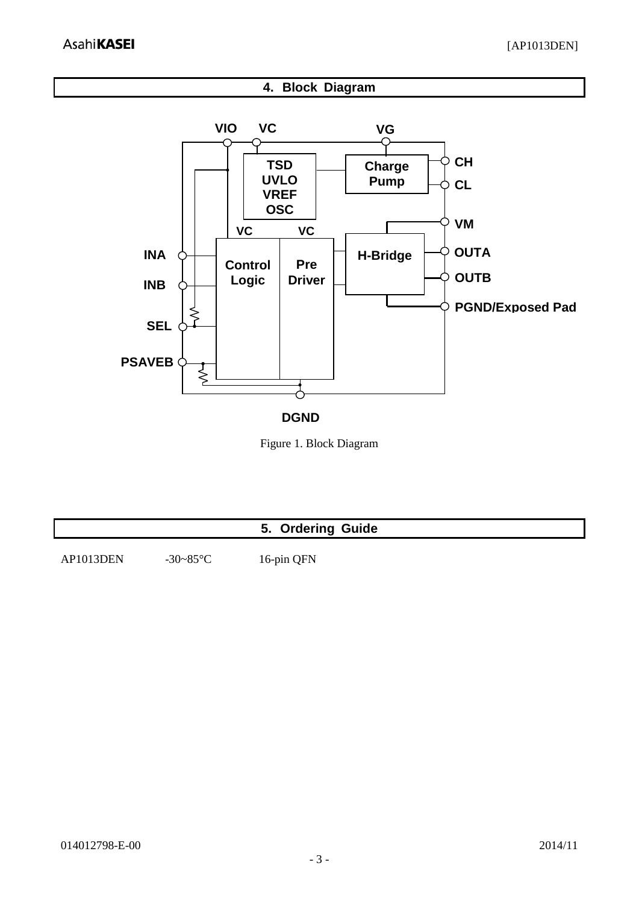## 4. Block Diagram

Figure 1. Block Diagram

## 5. Ordering Guide

| AP1013DEN | -30~85°C | 16-pin QFN |
|---|---|---|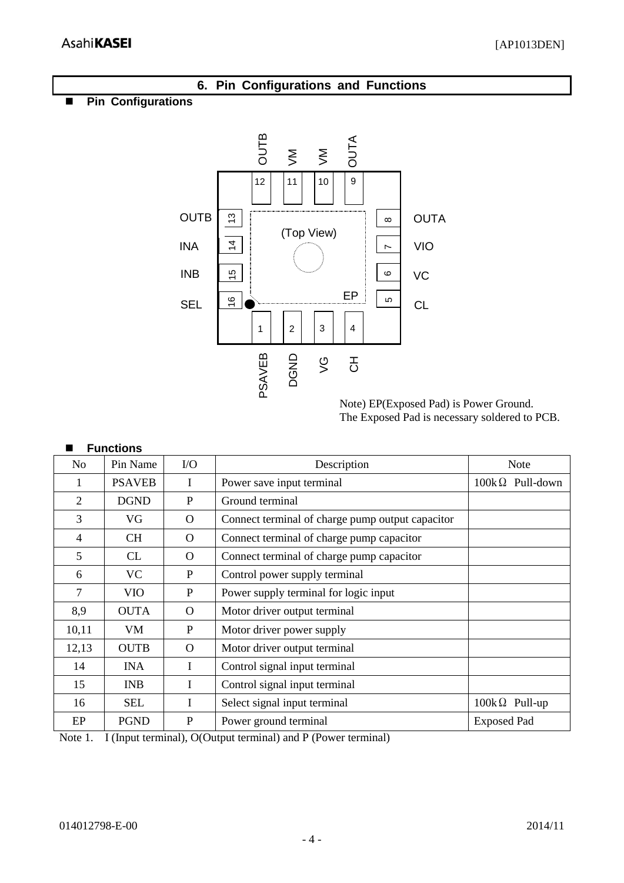## 6. Pin Configurations and Functions

### ■ Pin Configurations

Note) EP(Exposed Pad) is Power Ground.
The Exposed Pad is necessary soldered to PCB.

### ■ Functions

| No | Pin Name | I/O | Description | Note |
|---|---|---|---|---|
| 1 | PSAVEB | I | Power save input terminal | 100kΩ Pull-down |
| 2 | DGND | P | Ground terminal | |
| 3 | VG | O | Connect terminal of charge pump output capacitor | |
| 4 | CH | O | Connect terminal of charge pump capacitor | |
| 5 | CL | O | Connect terminal of charge pump capacitor | |
| 6 | VC | P | Control power supply terminal | |
| 7 | VIO | P | Power supply terminal for logic input | |
| 8,9 | OUTA | O | Motor driver output terminal | |
| 10,11 | VM | P | Motor driver power supply | |
| 12,13 | OUTB | O | Motor driver output terminal | |
| 14 | INA | I | Control signal input terminal | |
| 15 | INB | I | Control signal input terminal | |
| 16 | SEL | I | Select signal input terminal | 100kΩ Pull-up |
| EP | PGND | P | Power ground terminal | Exposed Pad |

Note 1. I (Input terminal), O(Output terminal) and P (Power terminal)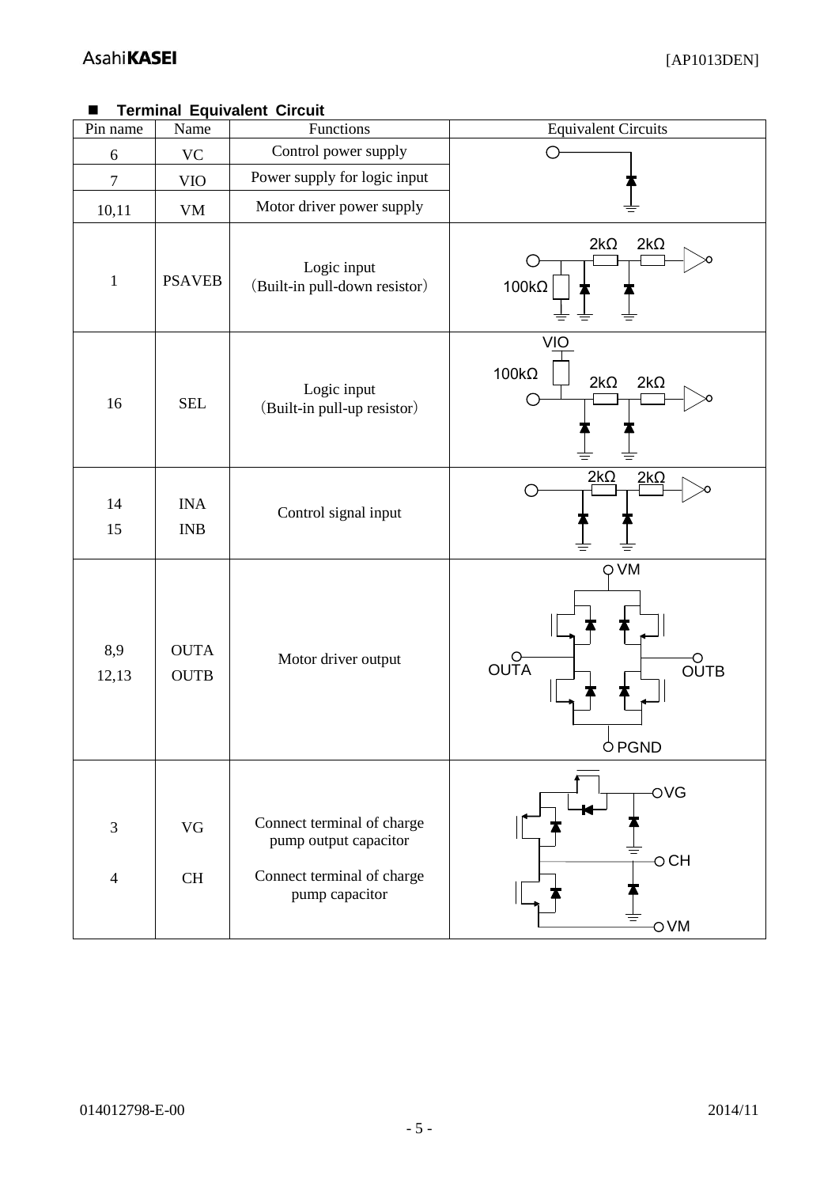## ■ Terminal Equivalent Circuit

| Pin name | Name | Functions | Equivalent Circuits |
|---|---|---|---|
| 6 | VC | Control power supply | |
| 7 | VIO | Power supply for logic input | |
| 10,11 | VM | Motor driver power supply | |
| 1 | PSAVEB | Logic input (Built-in pull-down resistor) | 2kΩ 2kΩ 100kΩ |
| 16 | SEL | Logic input (Built-in pull-up resistor) | VIO 100kΩ 2kΩ 2kΩ |
| 14<br>15 | INA<br>INB | Control signal input | 2kΩ 2kΩ |
| 8,9<br>12,13 | OUTA<br>OUTB | Motor driver output | VM OUTA OUTB PGND |
| 3<br><br>4 | VG<br><br>CH | Connect terminal of charge pump output capacitor<br><br>Connect terminal of charge pump capacitor | VG CH VM |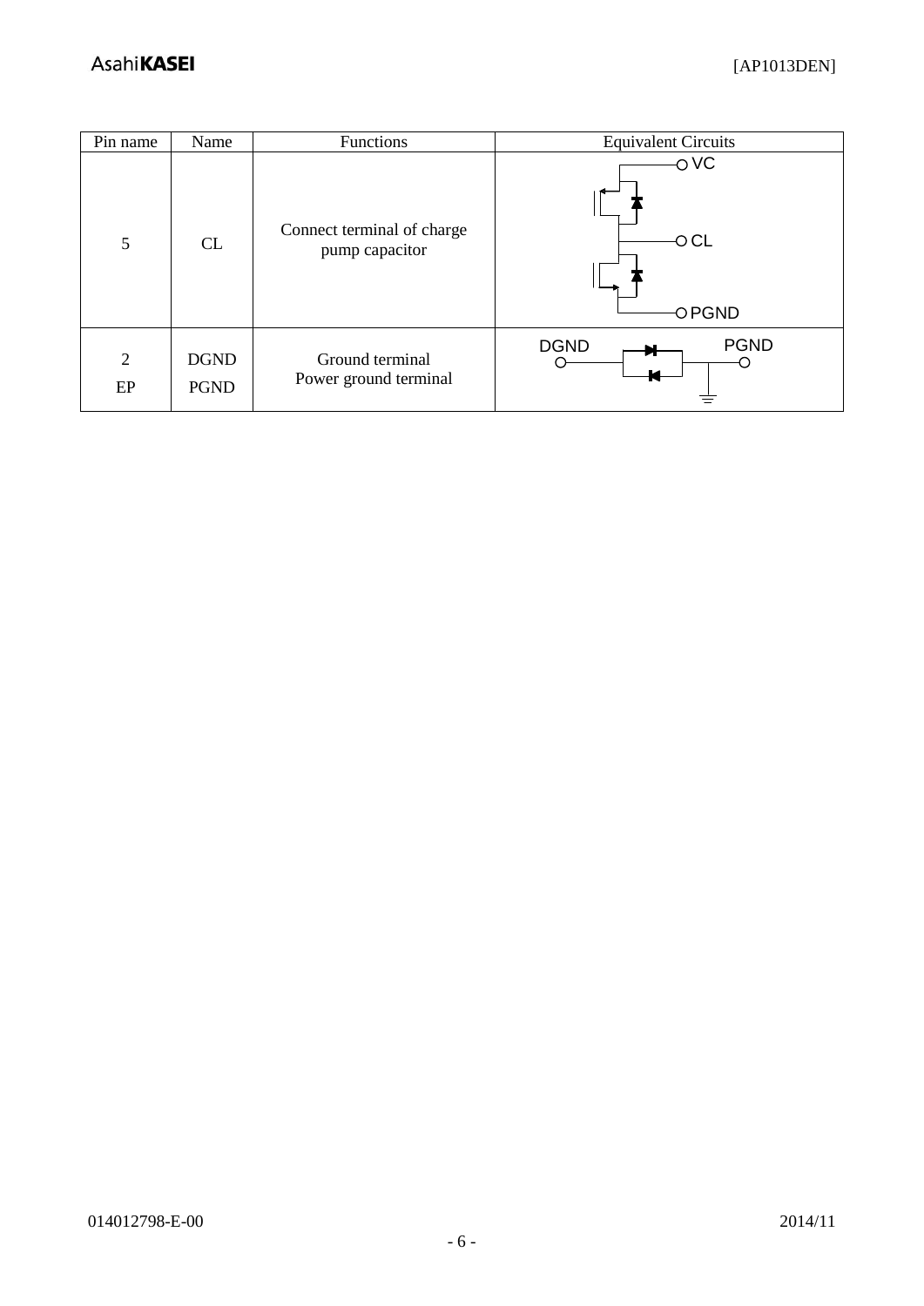| Pin name | Name | Functions | Equivalent Circuits |
|---|---|---|---|
| 5 | CL | Connect terminal of charge pump capacitor | VC<br>CL<br>PGND |
| 2<br>EP | DGND<br>PGND | Ground terminal<br>Power ground terminal | DGND PGND |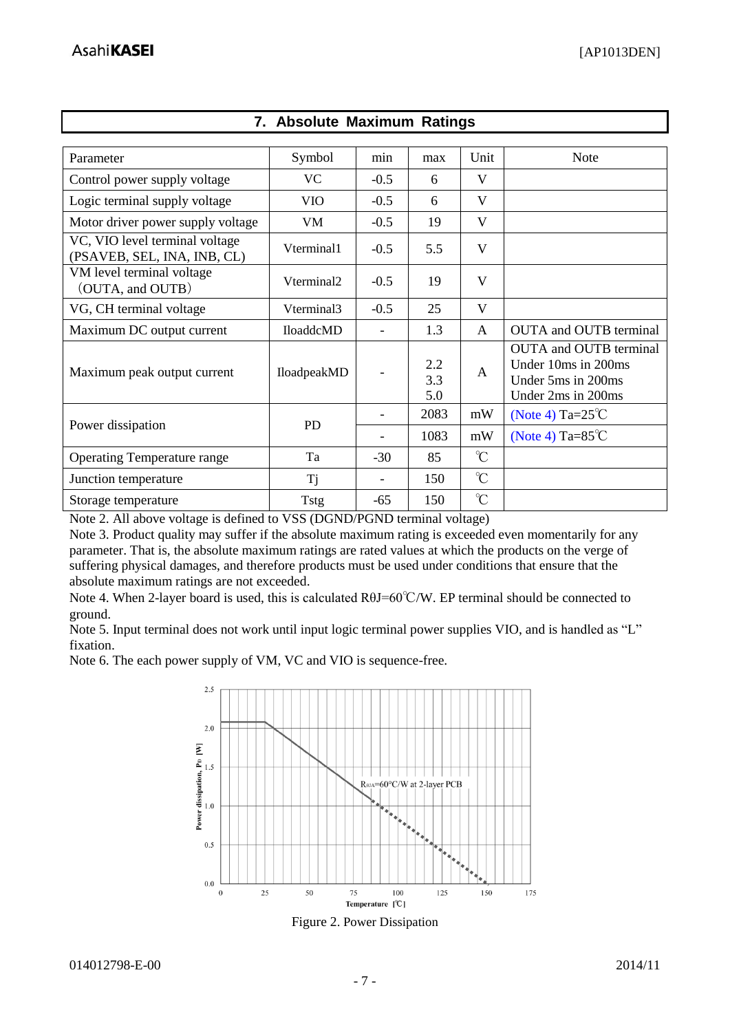## 7. Absolute Maximum Ratings

| Parameter | Symbol | min | max | Unit | Note |
|---|---|---|---|---|---|
| Control power supply voltage | VC | -0.5 | 6 | V | |
| Logic terminal supply voltage | VIO | -0.5 | 6 | V | |
| Motor driver power supply voltage | VM | -0.5 | 19 | V | |
| VC, VIO level terminal voltage (PSAVEB, SEL, INA, INB, CL) | Vterminal1 | -0.5 | 5.5 | V | |
| VM level terminal voltage （OUTA, and OUTB） | Vterminal2 | -0.5 | 19 | V | |
| VG, CH terminal voltage | Vterminal3 | -0.5 | 25 | V | |
| Maximum DC output current | IloaddcMD | - | 1.3 | A | OUTA and OUTB terminal |
| Maximum peak output current | IloadpeakMD | - | 2.2<br>3.3<br>5.0 | A | OUTA and OUTB terminal<br>Under 10ms in 200ms<br>Under 5ms in 200ms<br>Under 2ms in 200ms |
| Power dissipation | PD | - | 2083 | mW | (Note 4) Ta=25℃ |
| | | - | 1083 | mW | (Note 4) Ta=85℃ |
| Operating Temperature range | Ta | -30 | 85 | ℃ | |
| Junction temperature | Tj | - | 150 | ℃ | |
| Storage temperature | Tstg | -65 | 150 | ℃ | |

Note 2. All above voltage is defined to VSS (DGND/PGND terminal voltage)

Note 3. Product quality may suffer if the absolute maximum rating is exceeded even momentarily for any parameter. That is, the absolute maximum ratings are rated values at which the products on the verge of suffering physical damages, and therefore products must be used under conditions that ensure that the absolute maximum ratings are not exceeded.

Note 4. When 2-layer board is used, this is calculated RθJ=60℃/W. EP terminal should be connected to ground.

Note 5. Input terminal does not work until input logic terminal power supplies VIO, and is handled as "L" fixation.

Note 6. The each power supply of VM, VC and VIO is sequence-free.

Figure 2. Power Dissipation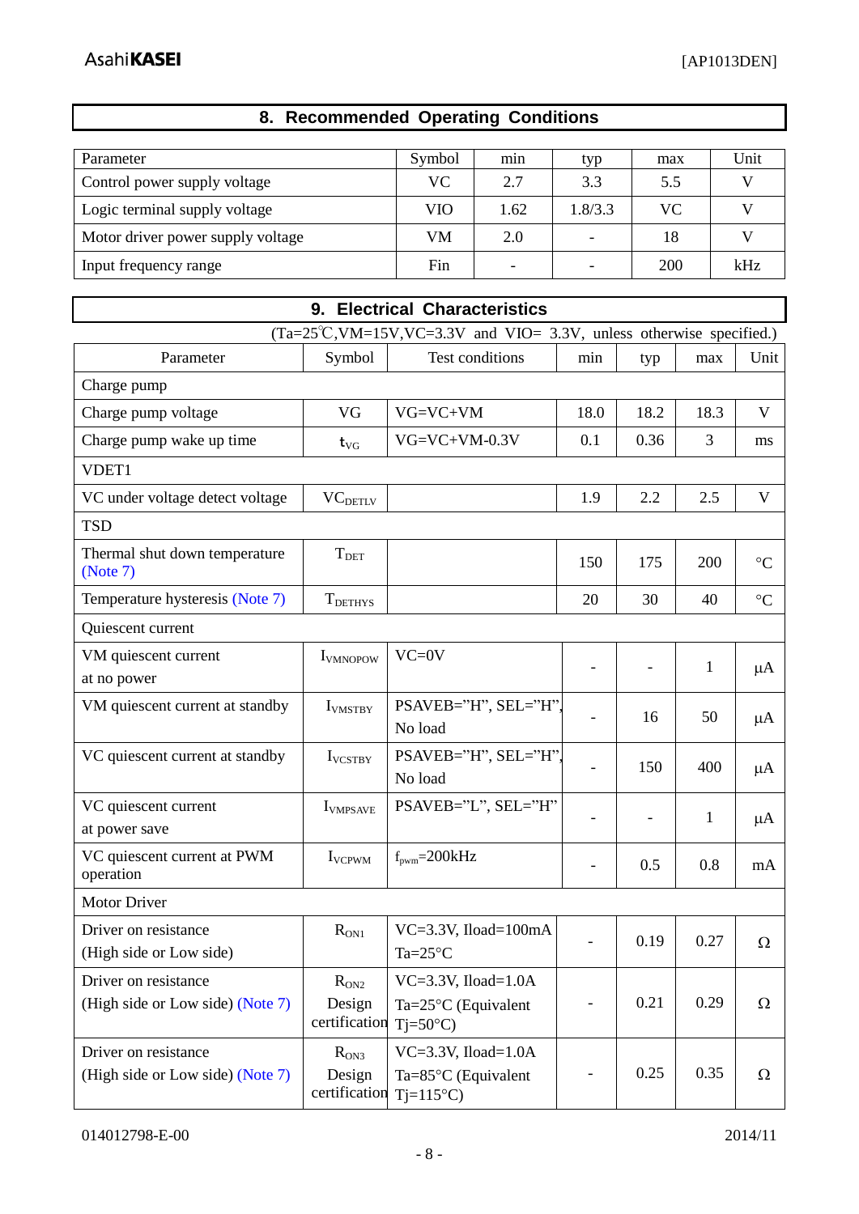## 8. Recommended Operating Conditions

| Parameter | Symbol | min | typ | max | Unit |
|---|---|---|---|---|---|
| Control power supply voltage | VC | 2.7 | 3.3 | 5.5 | V |
| Logic terminal supply voltage | VIO | 1.62 | 1.8/3.3 | VC | V |
| Motor driver power supply voltage | VM | 2.0 | - | 18 | V |
| Input frequency range | Fin | - | - | 200 | kHz |

## 9. Electrical Characteristics

(Ta=25℃,VM=15V,VC=3.3V and VIO= 3.3V, unless otherwise specified.)

| Parameter | Symbol | Test conditions | min | typ | max | Unit |
|---|---|---|---|---|---|---|
| Charge pump | | | | | | |
| Charge pump voltage | VG | VG=VC+VM | 18.0 | 18.2 | 18.3 | V |
| Charge pump wake up time | $t_{VG}$ | VG=VC+VM-0.3V | 0.1 | 0.36 | 3 | ms |
| VDET1 | | | | | | |
| VC under voltage detect voltage | $VC_{DETLV}$ | | 1.9 | 2.2 | 2.5 | V |
| TSD | | | | | | |
| Thermal shut down temperature (Note 7) | $T_{DET}$ | | 150 | 175 | 200 | °C |
| Temperature hysteresis (Note 7) | $T_{DETHYS}$ | | 20 | 30 | 40 | °C |
| Quiescent current | | | | | | |
| VM quiescent current at no power | $I_{VMNOPOW}$ | VC=0V | - | - | 1 | μA |
| VM quiescent current at standby | $I_{VMSTBY}$ | PSAVEB="H", SEL="H", No load | - | 16 | 50 | μA |
| VC quiescent current at standby | $I_{VCSTBY}$ | PSAVEB="H", SEL="H", No load | - | 150 | 400 | μA |
| VC quiescent current at power save | $I_{VMPSAVE}$ | PSAVEB="L", SEL="H" | - | - | 1 | μA |
| VC quiescent current at PWM operation | $I_{VCPWM}$ | $f_{pwm}$=200kHz | - | 0.5 | 0.8 | mA |
| Motor Driver | | | | | | |
| Driver on resistance (High side or Low side) | $R_{ON1}$ | VC=3.3V, Iload=100mA Ta=25°C | - | 0.19 | 0.27 | Ω |
| Driver on resistance (High side or Low side) (Note 7) | $R_{ON2}$ Design certification | VC=3.3V, Iload=1.0A Ta=25°C (Equivalent Tj=50°C) | - | 0.21 | 0.29 | Ω |
| Driver on resistance (High side or Low side) (Note 7) | $R_{ON3}$ Design certification | VC=3.3V, Iload=1.0A Ta=85°C (Equivalent Tj=115°C) | - | 0.25 | 0.35 | Ω |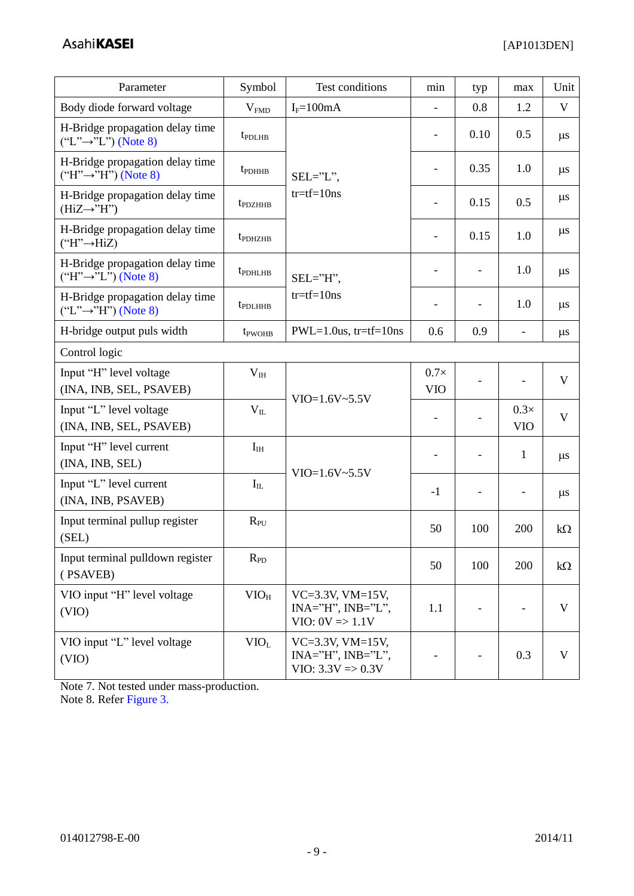| Parameter | Symbol | Test conditions | min | typ | max | Unit |
|---|---|---|---|---|---|---|
| Body diode forward voltage | $V_{FMD}$ | $I_F$=100mA | - | 0.8 | 1.2 | V |
| H-Bridge propagation delay time ("L"→"L") (Note 8) | $t_{PDLHB}$ | SEL="L", tr=tf=10ns | - | 0.10 | 0.5 | μs |
| H-Bridge propagation delay time ("H"→"H") (Note 8) | $t_{PDHHB}$ | | - | 0.35 | 1.0 | μs |
| H-Bridge propagation delay time (HiZ→"H") | $t_{PDZHHB}$ | | - | 0.15 | 0.5 | μs |
| H-Bridge propagation delay time ("H"→HiZ) | $t_{PDHZHB}$ | | - | 0.15 | 1.0 | μs |
| H-Bridge propagation delay time ("H"→"L") (Note 8) | $t_{PDHLHB}$ | SEL="H", tr=tf=10ns | - | - | 1.0 | μs |
| H-Bridge propagation delay time ("L"→"H") (Note 8) | $t_{PDLHHB}$ | | - | - | 1.0 | μs |
| H-bridge output puls width | $t_{PWOHB}$ | PWL=1.0us, tr=tf=10ns | 0.6 | 0.9 | - | μs |
| Control logic | | | | | | |
| Input "H" level voltage (INA, INB, SEL, PSAVEB) | $V_{IH}$ | VIO=1.6V~5.5V | 0.7× VIO | - | - | V |
| Input "L" level voltage (INA, INB, SEL, PSAVEB) | $V_{IL}$ | | - | - | 0.3× VIO | V |
| Input "H" level current (INA, INB, SEL) | $I_{IH}$ | VIO=1.6V~5.5V | - | - | 1 | μs |
| Input "L" level current (INA, INB, PSAVEB) | $I_{IL}$ | | -1 | - | - | μs |
| Input terminal pullup register (SEL) | $R_{PU}$ | | 50 | 100 | 200 | kΩ |
| Input terminal pulldown register ( PSAVEB) | $R_{PD}$ | | 50 | 100 | 200 | kΩ |
| VIO input "H" level voltage (VIO) | $VIO_H$ | VC=3.3V, VM=15V, INA="H", INB="L", VIO: 0V => 1.1V | 1.1 | - | - | V |
| VIO input "L" level voltage (VIO) | $VIO_L$ | VC=3.3V, VM=15V, INA="H", INB="L", VIO: 3.3V => 0.3V | - | - | 0.3 | V |

Note 7. Not tested under mass-production.
Note 8. Refer Figure 3.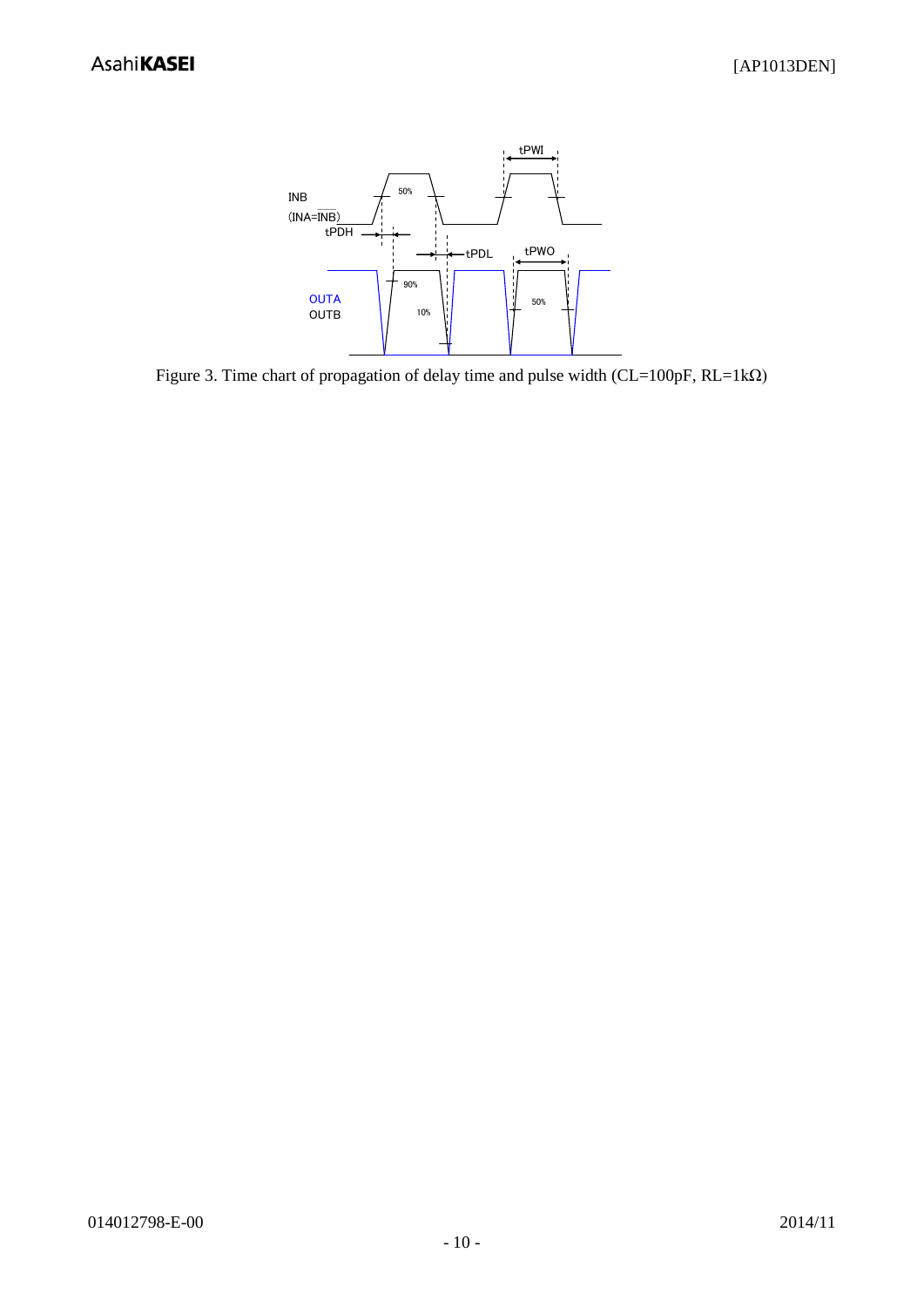Figure 3. Time chart of propagation of delay time and pulse width (CL=100pF, RL=1kΩ)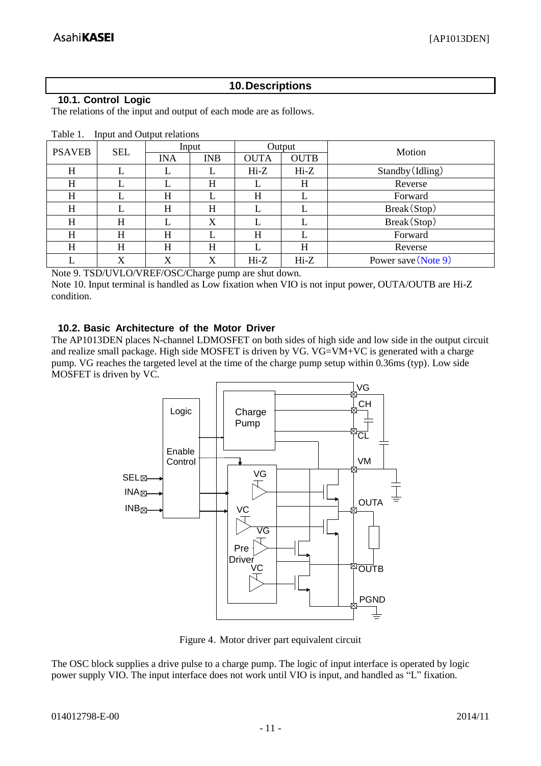## 10. Descriptions

### 10.1. Control Logic

The relations of the input and output of each mode are as follows.

Table 1. Input and Output relations

| PSAVEB | SEL | Input | | Output | | Motion |
|---|---|---|---|---|---|---|
| | | INA | INB | OUTA | OUTB | |
| H | L | L | L | Hi-Z | Hi-Z | Standby (Idling) |
| H | L | L | H | L | H | Reverse |
| H | L | H | L | H | L | Forward |
| H | L | H | H | L | L | Break (Stop) |
| H | H | L | X | L | L | Break (Stop) |
| H | H | H | L | H | L | Forward |
| H | H | H | H | L | H | Reverse |
| L | X | X | X | Hi-Z | Hi-Z | Power save (Note 9) |

Note 9. TSD/UVLO/VREF/OSC/Charge pump are shut down.

Note 10. Input terminal is handled as Low fixation when VIO is not input power, OUTA/OUTB are Hi-Z condition.

### 10.2. Basic Architecture of the Motor Driver

The AP1013DEN places N-channel LDMOSFET on both sides of high side and low side in the output circuit and realize small package. High side MOSFET is driven by VG. VG=VM+VC is generated with a charge pump. VG reaches the targeted level at the time of the charge pump setup within 0.36ms (typ). Low side MOSFET is driven by VC.

Figure 4. Motor driver part equivalent circuit

The OSC block supplies a drive pulse to a charge pump. The logic of input interface is operated by logic power supply VIO. The input interface does not work until VIO is input, and handled as "L" fixation.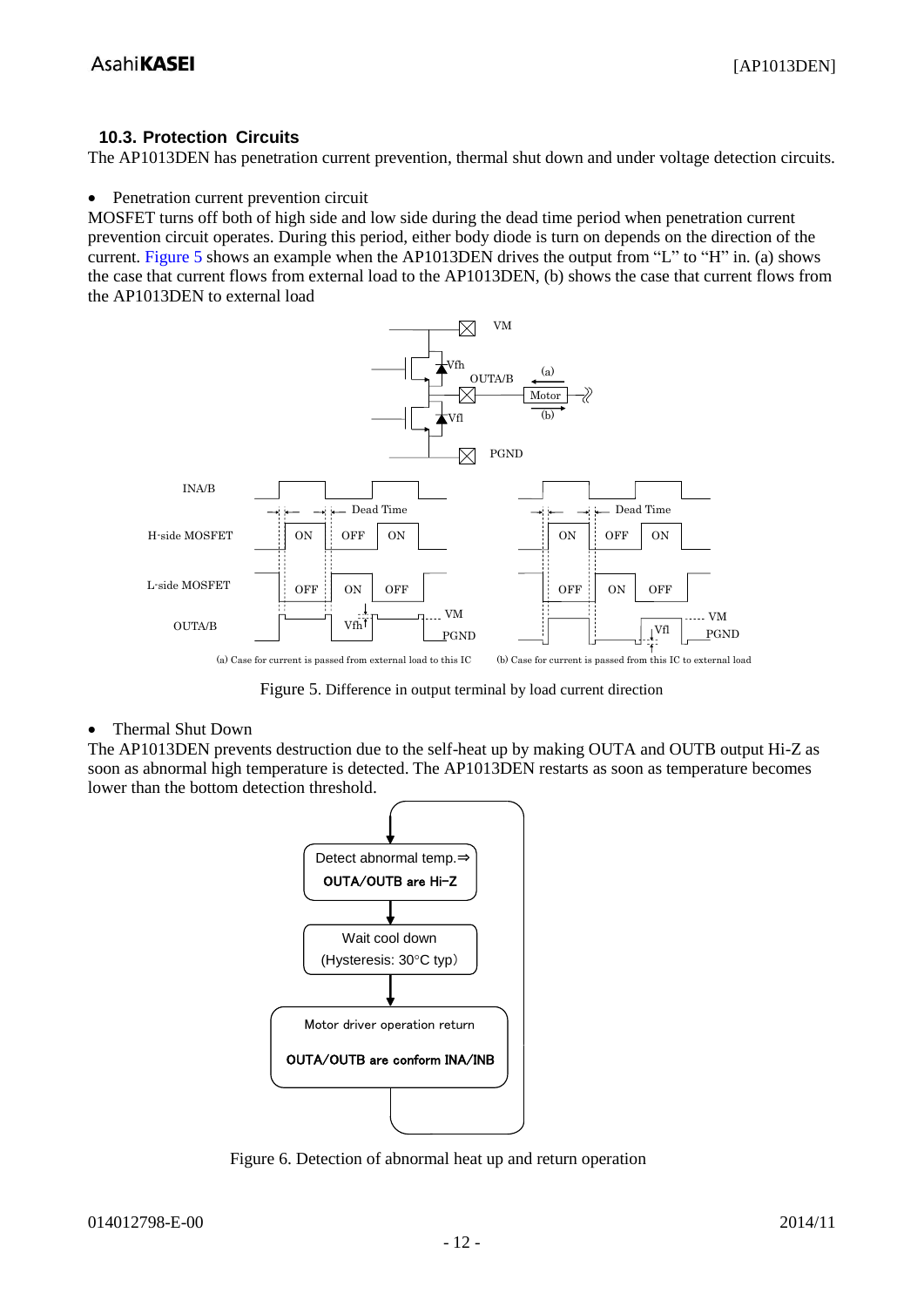### 10.3. Protection Circuits

The AP1013DEN has penetration current prevention, thermal shut down and under voltage detection circuits.

- Penetration current prevention circuit

MOSFET turns off both of high side and low side during the dead time period when penetration current prevention circuit operates. During this period, either body diode is turn on depends on the direction of the current. Figure 5 shows an example when the AP1013DEN drives the output from "L" to "H" in. (a) shows the case that current flows from external load to the AP1013DEN, (b) shows the case that current flows from the AP1013DEN to external load

Figure 5. Difference in output terminal by load current direction

- Thermal Shut Down

The AP1013DEN prevents destruction due to the self-heat up by making OUTA and OUTB output Hi-Z as soon as abnormal high temperature is detected. The AP1013DEN restarts as soon as temperature becomes lower than the bottom detection threshold.

Figure 6. Detection of abnormal heat up and return operation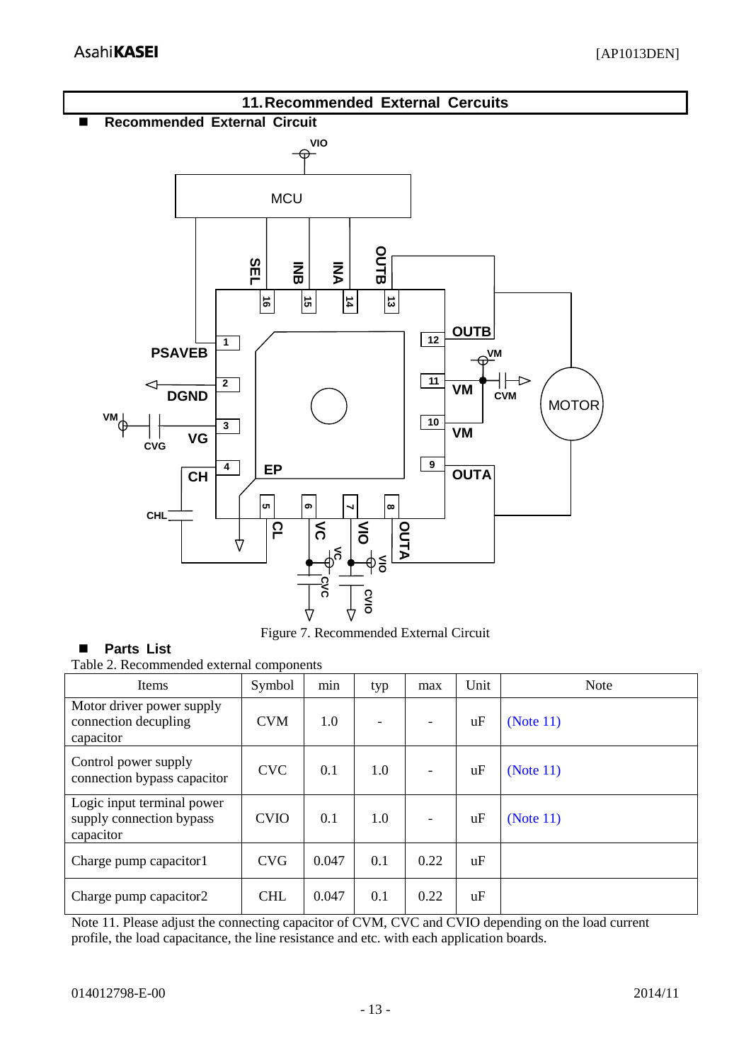## 11. Recommended External Cercuits

■ **Recommended External Circuit**

Figure 7. Recommended External Circuit

■ **Parts List**

Table 2. Recommended external components

| Items | Symbol | min | typ | max | Unit | Note |
|---|---|---|---|---|---|---|
| Motor driver power supply connection decupling capacitor | CVM | 1.0 | - | - | uF | (Note 11) |
| Control power supply connection bypass capacitor | CVC | 0.1 | 1.0 | - | uF | (Note 11) |
| Logic input terminal power supply connection bypass capacitor | CVIO | 0.1 | 1.0 | - | uF | (Note 11) |
| Charge pump capacitor1 | CVG | 0.047 | 0.1 | 0.22 | uF | |
| Charge pump capacitor2 | CHL | 0.047 | 0.1 | 0.22 | uF | |

Note 11. Please adjust the connecting capacitor of CVM, CVC and CVIO depending on the load current profile, the load capacitance, the line resistance and etc. with each application boards.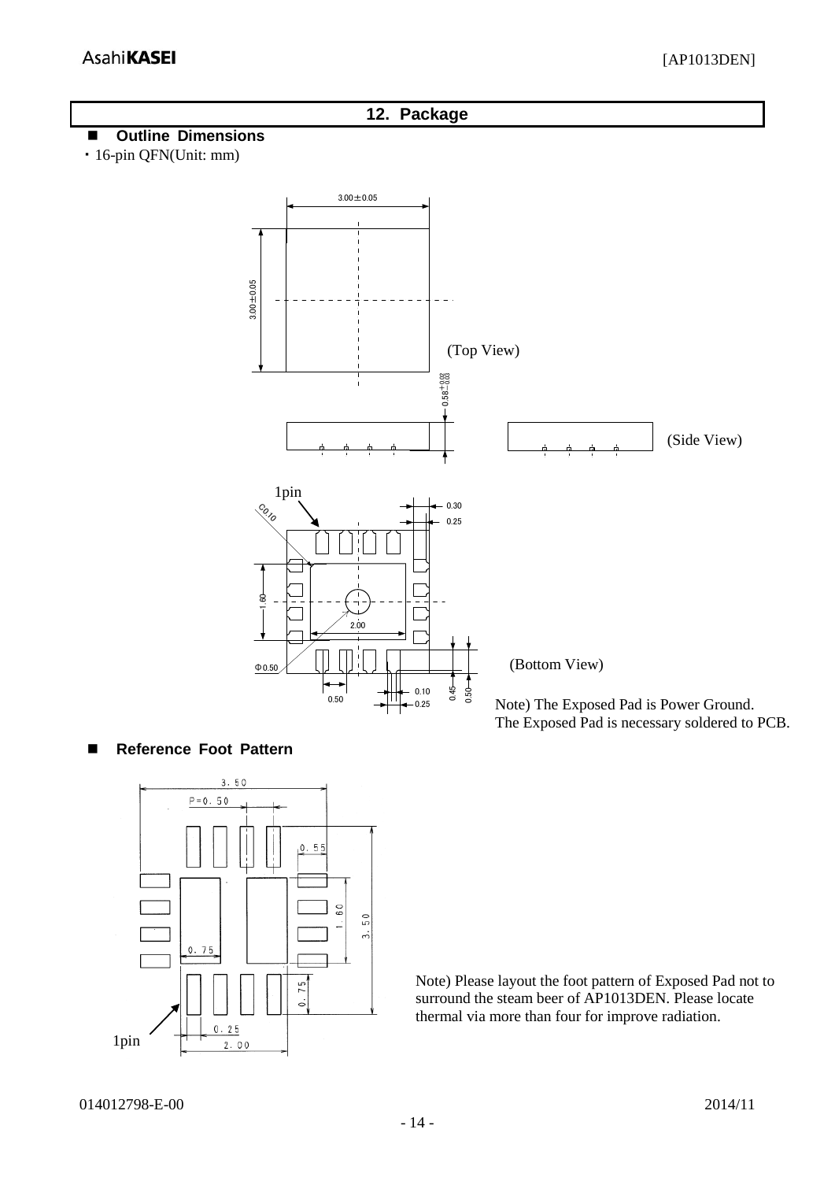## 12. Package

### ■ Outline Dimensions

・16-pin QFN(Unit: mm)

3.00±0.05

3.00±0.05

(Top View)

$0.58^{+0.02}_{-0.03}$

(Side View)

1pin

C0.10

0.30

0.25

1.60

2.00

Φ0.50

0.50

0.10

0.25

0.45

0.50

(Bottom View)

Note) The Exposed Pad is Power Ground.
The Exposed Pad is necessary soldered to PCB.

### ■ Reference Foot Pattern

3.50

P=0.50

0.55

1.60

3.50

0.75

0.75

0.25

2.00

1pin

Note) Please layout the foot pattern of Exposed Pad not to surround the steam beer of AP1013DEN. Please locate thermal via more than four for improve radiation.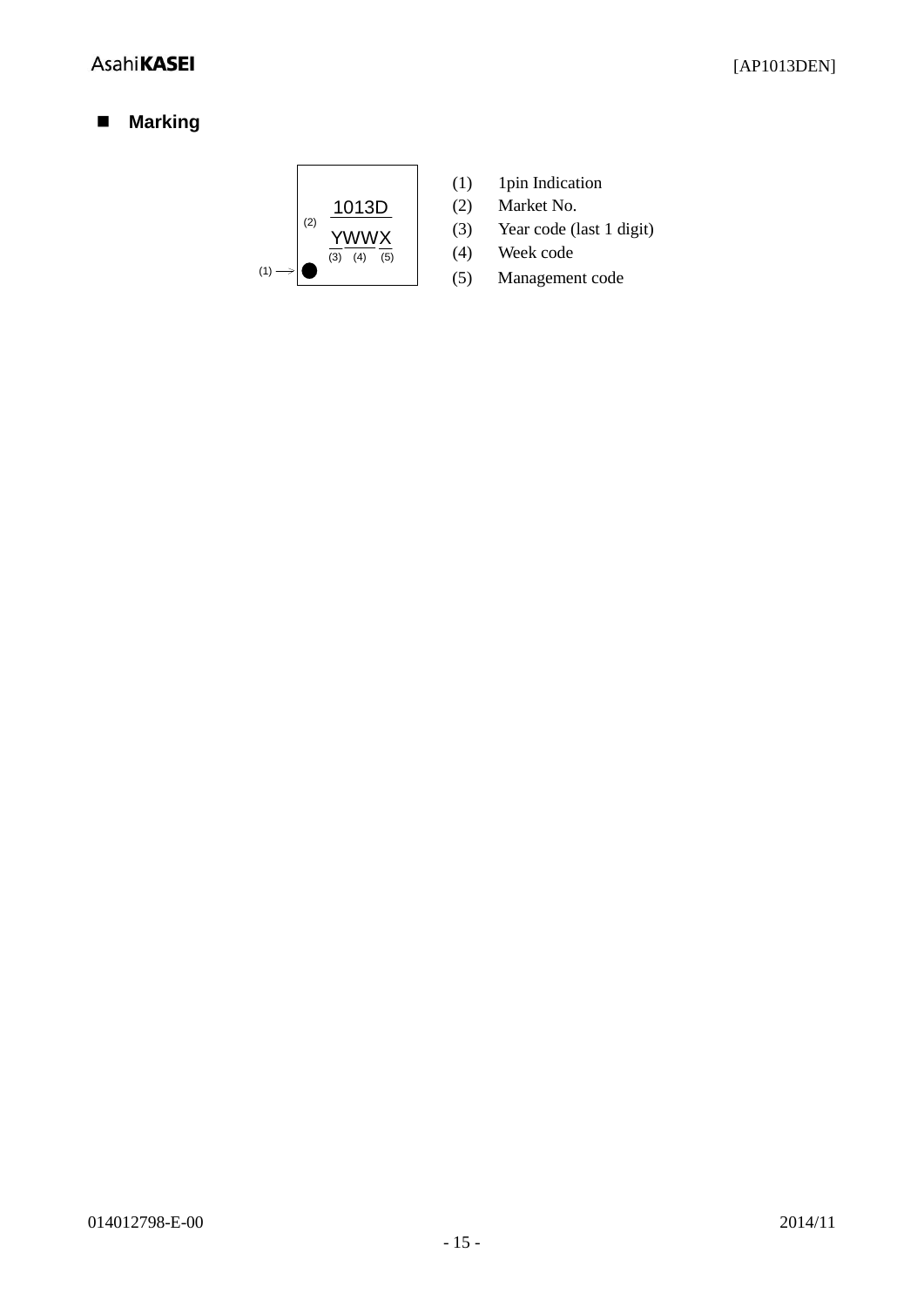## Marking

```
        ┌──────────────┐
        │    1013D     │
        │ (2)          │
        │    YWWX      │
        │   (3)(4)(5)  │
(1) --> │ ●            │
        └──────────────┘
```

(1) 1pin Indication
(2) Market No.
(3) Year code (last 1 digit)
(4) Week code
(5) Management code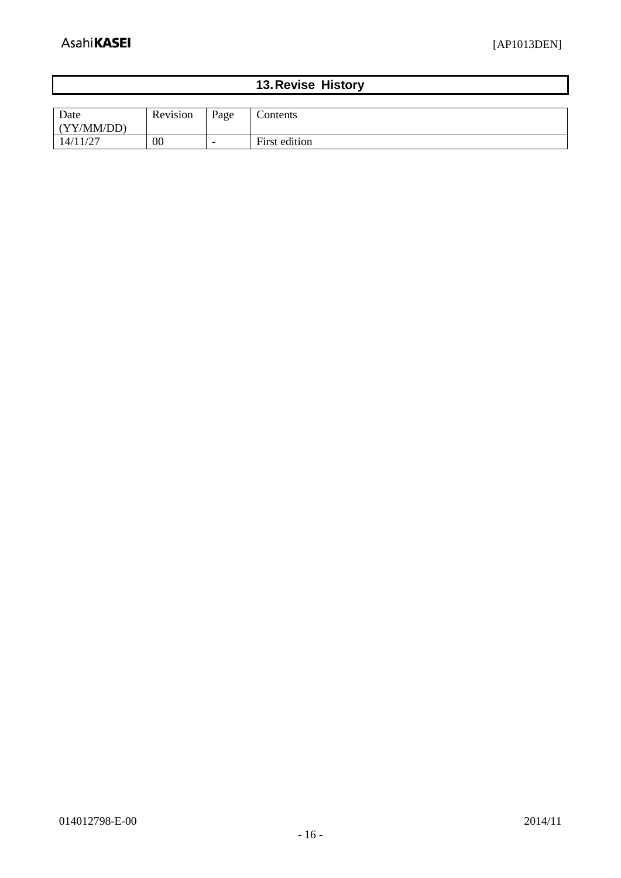## 13. Revise History

| Date (YY/MM/DD) | Revision | Page | Contents |
|---|---|---|---|
| 14/11/27 | 00 | - | First edition |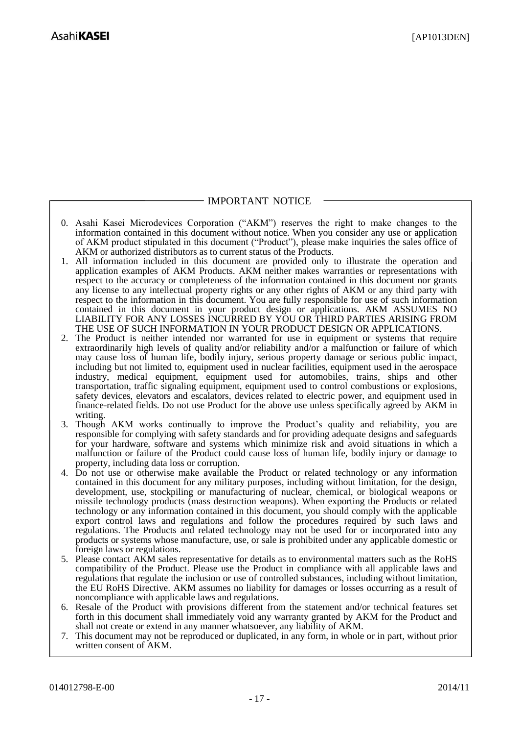## IMPORTANT NOTICE

0. Asahi Kasei Microdevices Corporation ("AKM") reserves the right to make changes to the information contained in this document without notice. When you consider any use or application of AKM product stipulated in this document ("Product"), please make inquiries the sales office of AKM or authorized distributors as to current status of the Products.
1. All information included in this document are provided only to illustrate the operation and application examples of AKM Products. AKM neither makes warranties or representations with respect to the accuracy or completeness of the information contained in this document nor grants any license to any intellectual property rights or any other rights of AKM or any third party with respect to the information in this document. You are fully responsible for use of such information contained in this document in your product design or applications. AKM ASSUMES NO LIABILITY FOR ANY LOSSES INCURRED BY YOU OR THIRD PARTIES ARISING FROM THE USE OF SUCH INFORMATION IN YOUR PRODUCT DESIGN OR APPLICATIONS.
2. The Product is neither intended nor warranted for use in equipment or systems that require extraordinarily high levels of quality and/or reliability and/or a malfunction or failure of which may cause loss of human life, bodily injury, serious property damage or serious public impact, including but not limited to, equipment used in nuclear facilities, equipment used in the aerospace industry, medical equipment, equipment used for automobiles, trains, ships and other transportation, traffic signaling equipment, equipment used to control combustions or explosions, safety devices, elevators and escalators, devices related to electric power, and equipment used in finance-related fields. Do not use Product for the above use unless specifically agreed by AKM in writing.
3. Though AKM works continually to improve the Product's quality and reliability, you are responsible for complying with safety standards and for providing adequate designs and safeguards for your hardware, software and systems which minimize risk and avoid situations in which a malfunction or failure of the Product could cause loss of human life, bodily injury or damage to property, including data loss or corruption.
4. Do not use or otherwise make available the Product or related technology or any information contained in this document for any military purposes, including without limitation, for the design, development, use, stockpiling or manufacturing of nuclear, chemical, or biological weapons or missile technology products (mass destruction weapons). When exporting the Products or related technology or any information contained in this document, you should comply with the applicable export control laws and regulations and follow the procedures required by such laws and regulations. The Products and related technology may not be used for or incorporated into any products or systems whose manufacture, use, or sale is prohibited under any applicable domestic or foreign laws or regulations.
5. Please contact AKM sales representative for details as to environmental matters such as the RoHS compatibility of the Product. Please use the Product in compliance with all applicable laws and regulations that regulate the inclusion or use of controlled substances, including without limitation, the EU RoHS Directive. AKM assumes no liability for damages or losses occurring as a result of noncompliance with applicable laws and regulations.
6. Resale of the Product with provisions different from the statement and/or technical features set forth in this document shall immediately void any warranty granted by AKM for the Product and shall not create or extend in any manner whatsoever, any liability of AKM.
7. This document may not be reproduced or duplicated, in any form, in whole or in part, without prior written consent of AKM.